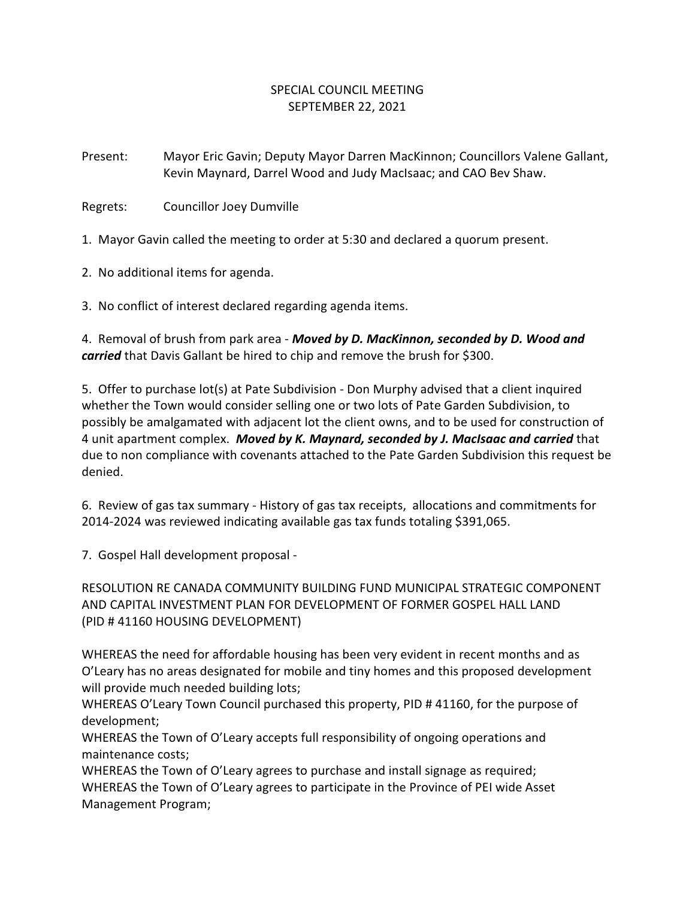# SPECIAL COUNCIL MEETING
## SEPTEMBER 22, 2021

Present: Mayor Eric Gavin; Deputy Mayor Darren MacKinnon; Councillors Valene Gallant, Kevin Maynard, Darrel Wood and Judy MacIsaac; and CAO Bev Shaw.

Regrets: Councillor Joey Dumville

1. Mayor Gavin called the meeting to order at 5:30 and declared a quorum present.

2. No additional items for agenda.

3. No conflict of interest declared regarding agenda items.

4. Removal of brush from park area - ***Moved by D. MacKinnon, seconded by D. Wood and carried*** that Davis Gallant be hired to chip and remove the brush for $300.

5. Offer to purchase lot(s) at Pate Subdivision - Don Murphy advised that a client inquired whether the Town would consider selling one or two lots of Pate Garden Subdivision, to possibly be amalgamated with adjacent lot the client owns, and to be used for construction of 4 unit apartment complex. ***Moved by K. Maynard, seconded by J. MacIsaac and carried*** that due to non compliance with covenants attached to the Pate Garden Subdivision this request be denied.

6. Review of gas tax summary - History of gas tax receipts, allocations and commitments for 2014-2024 was reviewed indicating available gas tax funds totaling $391,065.

7. Gospel Hall development proposal -

RESOLUTION RE CANADA COMMUNITY BUILDING FUND MUNICIPAL STRATEGIC COMPONENT AND CAPITAL INVESTMENT PLAN FOR DEVELOPMENT OF FORMER GOSPEL HALL LAND (PID # 41160 HOUSING DEVELOPMENT)

WHEREAS the need for affordable housing has been very evident in recent months and as O'Leary has no areas designated for mobile and tiny homes and this proposed development will provide much needed building lots;
WHEREAS O'Leary Town Council purchased this property, PID # 41160, for the purpose of development;
WHEREAS the Town of O'Leary accepts full responsibility of ongoing operations and maintenance costs;
WHEREAS the Town of O'Leary agrees to purchase and install signage as required;
WHEREAS the Town of O'Leary agrees to participate in the Province of PEI wide Asset Management Program;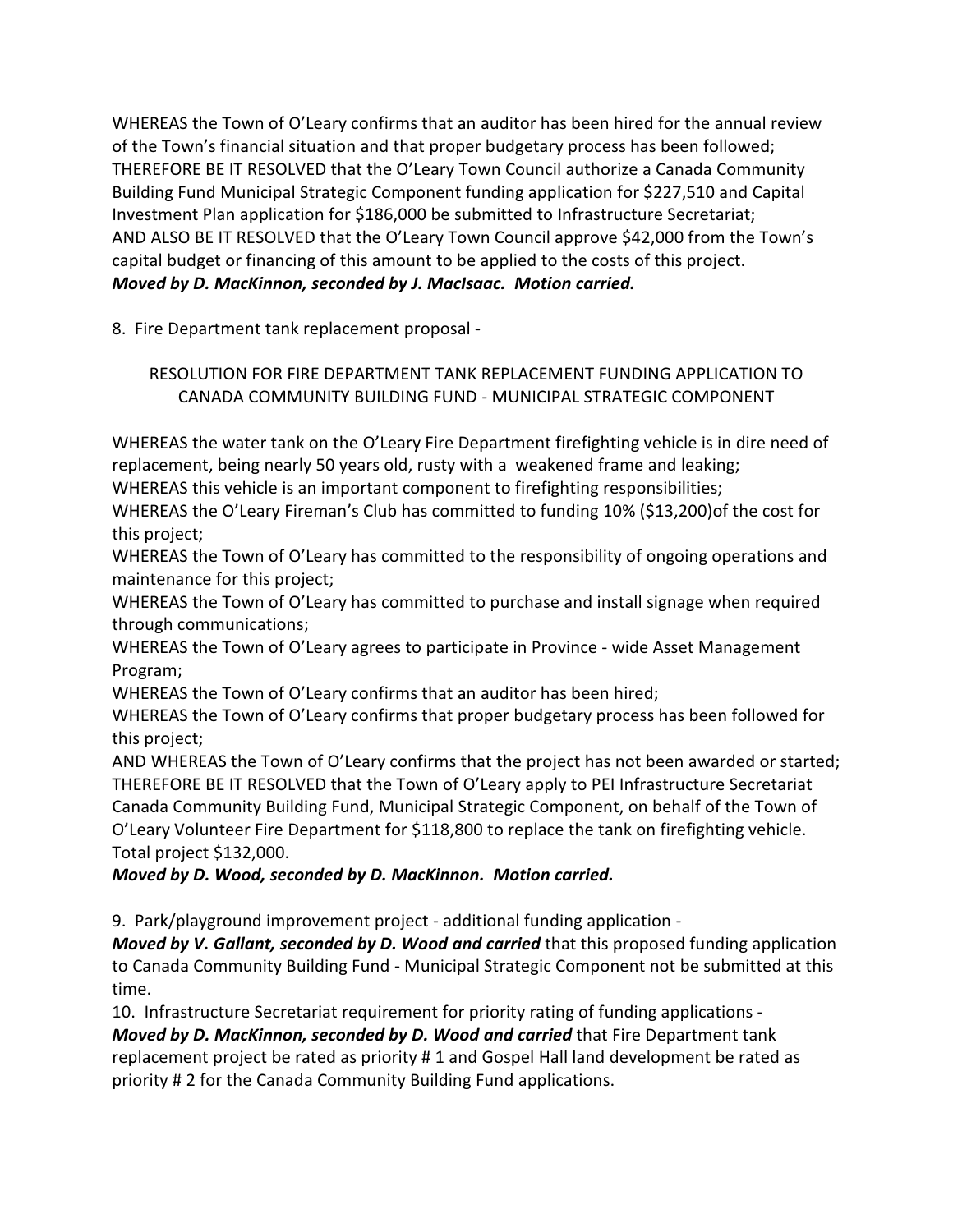WHEREAS the Town of O'Leary confirms that an auditor has been hired for the annual review of the Town's financial situation and that proper budgetary process has been followed;
THEREFORE BE IT RESOLVED that the O'Leary Town Council authorize a Canada Community Building Fund Municipal Strategic Component funding application for $227,510 and Capital Investment Plan application for $186,000 be submitted to Infrastructure Secretariat;
AND ALSO BE IT RESOLVED that the O'Leary Town Council approve $42,000 from the Town's capital budget or financing of this amount to be applied to the costs of this project.
***Moved by D. MacKinnon, seconded by J. MacIsaac. Motion carried.***

8. Fire Department tank replacement proposal -

RESOLUTION FOR FIRE DEPARTMENT TANK REPLACEMENT FUNDING APPLICATION TO CANADA COMMUNITY BUILDING FUND - MUNICIPAL STRATEGIC COMPONENT

WHEREAS the water tank on the O'Leary Fire Department firefighting vehicle is in dire need of replacement, being nearly 50 years old, rusty with a weakened frame and leaking;
WHEREAS this vehicle is an important component to firefighting responsibilities;
WHEREAS the O'Leary Fireman's Club has committed to funding 10% ($13,200)of the cost for this project;
WHEREAS the Town of O'Leary has committed to the responsibility of ongoing operations and maintenance for this project;
WHEREAS the Town of O'Leary has committed to purchase and install signage when required through communications;
WHEREAS the Town of O'Leary agrees to participate in Province - wide Asset Management Program;
WHEREAS the Town of O'Leary confirms that an auditor has been hired;
WHEREAS the Town of O'Leary confirms that proper budgetary process has been followed for this project;
AND WHEREAS the Town of O'Leary confirms that the project has not been awarded or started;
THEREFORE BE IT RESOLVED that the Town of O'Leary apply to PEI Infrastructure Secretariat Canada Community Building Fund, Municipal Strategic Component, on behalf of the Town of O'Leary Volunteer Fire Department for $118,800 to replace the tank on firefighting vehicle. Total project $132,000.
***Moved by D. Wood, seconded by D. MacKinnon. Motion carried.***

9. Park/playground improvement project - additional funding application -
***Moved by V. Gallant, seconded by D. Wood and carried*** that this proposed funding application to Canada Community Building Fund - Municipal Strategic Component not be submitted at this time.
10. Infrastructure Secretariat requirement for priority rating of funding applications -
***Moved by D. MacKinnon, seconded by D. Wood and carried*** that Fire Department tank replacement project be rated as priority # 1 and Gospel Hall land development be rated as priority # 2 for the Canada Community Building Fund applications.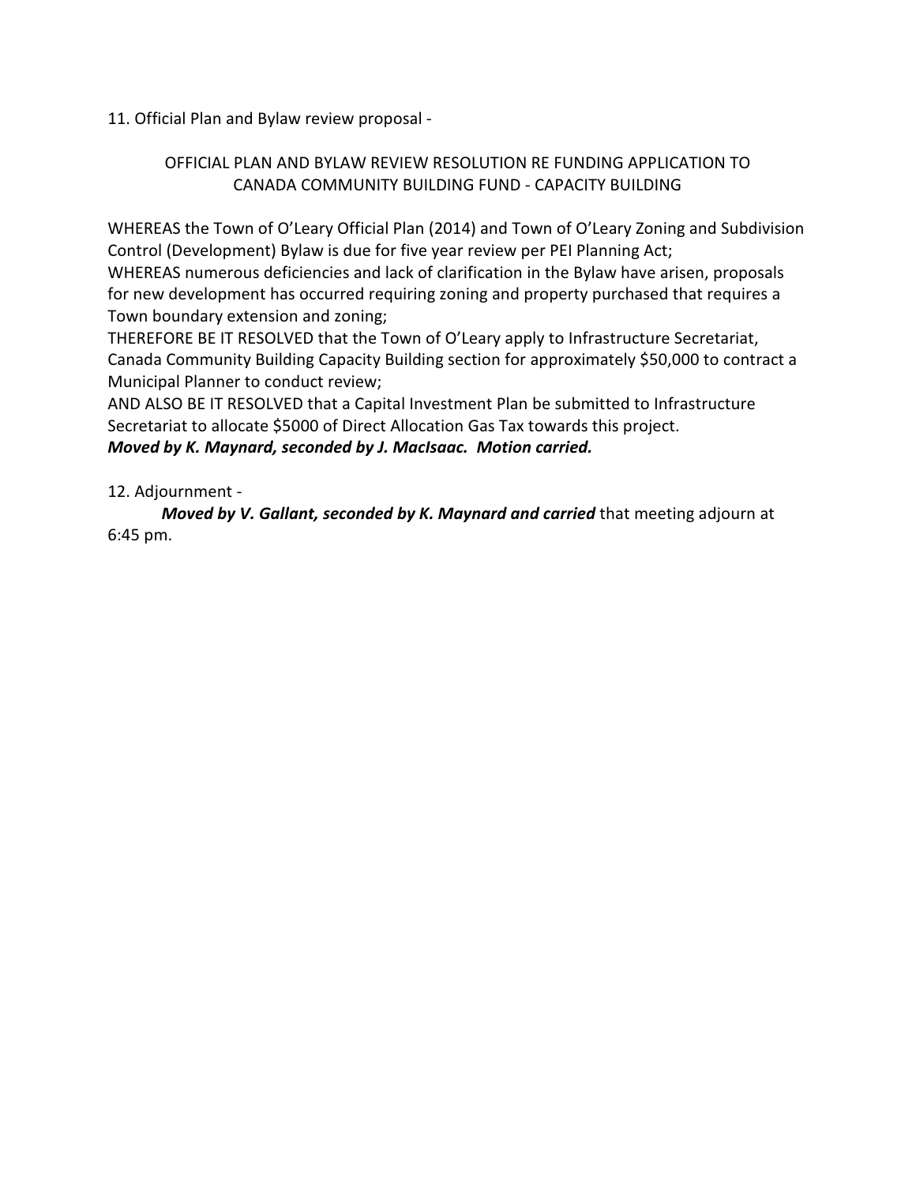11. Official Plan and Bylaw review proposal -

OFFICIAL PLAN AND BYLAW REVIEW RESOLUTION RE FUNDING APPLICATION TO CANADA COMMUNITY BUILDING FUND - CAPACITY BUILDING

WHEREAS the Town of O'Leary Official Plan (2014) and Town of O'Leary Zoning and Subdivision Control (Development) Bylaw is due for five year review per PEI Planning Act;
WHEREAS numerous deficiencies and lack of clarification in the Bylaw have arisen, proposals for new development has occurred requiring zoning and property purchased that requires a Town boundary extension and zoning;
THEREFORE BE IT RESOLVED that the Town of O'Leary apply to Infrastructure Secretariat, Canada Community Building Capacity Building section for approximately $50,000 to contract a Municipal Planner to conduct review;
AND ALSO BE IT RESOLVED that a Capital Investment Plan be submitted to Infrastructure Secretariat to allocate $5000 of Direct Allocation Gas Tax towards this project.
***Moved by K. Maynard, seconded by J. MacIsaac. Motion carried.***

12. Adjournment -

***Moved by V. Gallant, seconded by K. Maynard and carried*** that meeting adjourn at 6:45 pm.